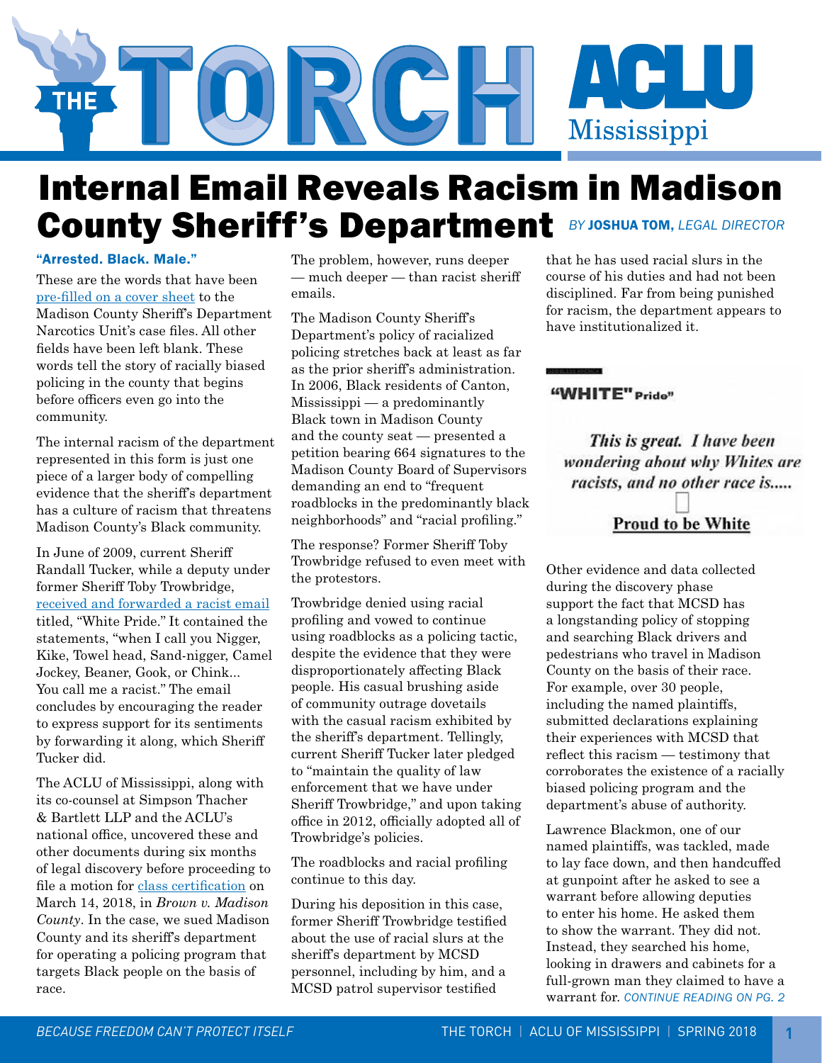# THE TORCH

ACLU Mississippi

# Internal Email Reveals Racism in Madison County Sheriff's Department

*BY* **JOSHUA TOM,** *LEGAL DIRECTOR*

**"Arrested. Black. Male."**

These are the words that have been pre-filled on a cover sheet to the Madison County Sheriff's Department Narcotics Unit's case files. All other fields have been left blank. These words tell the story of racially biased policing in the county that begins before officers even go into the community.

The internal racism of the department represented in this form is just one piece of a larger body of compelling evidence that the sheriff's department has a culture of racism that threatens Madison County's Black community.

In June of 2009, current Sheriff Randall Tucker, while a deputy under former Sheriff Toby Trowbridge, received and forwarded a racist email titled, "White Pride." It contained the statements, "when I call you Nigger, Kike, Towel head, Sand-nigger, Camel Jockey, Beaner, Gook, or Chink... You call me a racist." The email concludes by encouraging the reader to express support for its sentiments by forwarding it along, which Sheriff Tucker did.

The ACLU of Mississippi, along with its co-counsel at Simpson Thacher & Bartlett LLP and the ACLU's national office, uncovered these and other documents during six months of legal discovery before proceeding to file a motion for class certification on March 14, 2018, in *Brown v. Madison County*. In the case, we sued Madison County and its sheriff's department for operating a policing program that targets Black people on the basis of race.

The problem, however, runs deeper — much deeper — than racist sheriff emails.

The Madison County Sheriff's Department's policy of racialized policing stretches back at least as far as the prior sheriff's administration. In 2006, Black residents of Canton, Mississippi — a predominantly Black town in Madison County and the county seat — presented a petition bearing 664 signatures to the Madison County Board of Supervisors demanding an end to "frequent roadblocks in the predominantly black neighborhoods" and "racial profiling."

The response? Former Sheriff Toby Trowbridge refused to even meet with the protestors.

Trowbridge denied using racial profiling and vowed to continue using roadblocks as a policing tactic, despite the evidence that they were disproportionately affecting Black people. His casual brushing aside of community outrage dovetails with the casual racism exhibited by the sheriff's department. Tellingly, current Sheriff Tucker later pledged to "maintain the quality of law enforcement that we have under Sheriff Trowbridge," and upon taking office in 2012, officially adopted all of Trowbridge's policies.

The roadblocks and racial profiling continue to this day.

During his deposition in this case, former Sheriff Trowbridge testified about the use of racial slurs at the sheriff's department by MCSD personnel, including by him, and a MCSD patrol supervisor testified that he has used racial slurs in the course of his duties and had not been disciplined. Far from being punished for racism, the department appears to have institutionalized it.

> **"WHITE" Pride"**
>
> *This is great. I have been wondering about why Whites are racists, and no other race is.....*
>
> **Proud to be White**

Other evidence and data collected during the discovery phase support the fact that MCSD has a longstanding policy of stopping and searching Black drivers and pedestrians who travel in Madison County on the basis of their race. For example, over 30 people, including the named plaintiffs, submitted declarations explaining their experiences with MCSD that reflect this racism — testimony that corroborates the existence of a racially biased policing program and the department's abuse of authority.

Lawrence Blackmon, one of our named plaintiffs, was tackled, made to lay face down, and then handcuffed at gunpoint after he asked to see a warrant before allowing deputies to enter his home. He asked them to show the warrant. They did not. Instead, they searched his home, looking in drawers and cabinets for a full-grown man they claimed to have a warrant for. *CONTINUE READING ON PG. 2*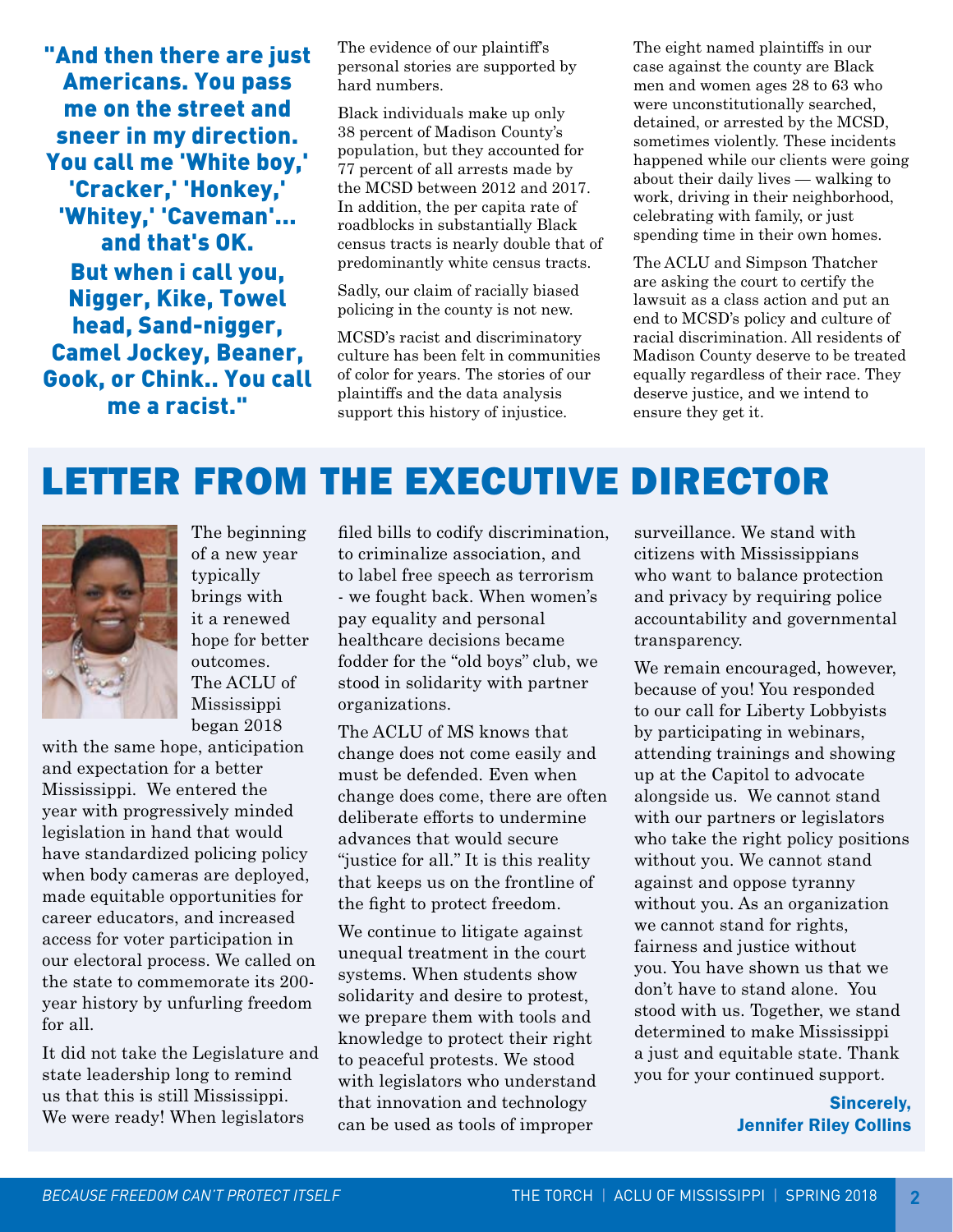"And then there are just Americans. You pass me on the street and sneer in my direction. You call me 'White boy,' 'Cracker,' 'Honkey,' 'Whitey,' 'Caveman'... and that's OK. But when i call you, Nigger, Kike, Towel head, Sand-nigger, Camel Jockey, Beaner, Gook, or Chink.. You call me a racist."

The evidence of our plaintiff's personal stories are supported by hard numbers.

Black individuals make up only 38 percent of Madison County's population, but they accounted for 77 percent of all arrests made by the MCSD between 2012 and 2017. In addition, the per capita rate of roadblocks in substantially Black census tracts is nearly double that of predominantly white census tracts.

Sadly, our claim of racially biased policing in the county is not new.

MCSD's racist and discriminatory culture has been felt in communities of color for years. The stories of our plaintiffs and the data analysis support this history of injustice.

The eight named plaintiffs in our case against the county are Black men and women ages 28 to 63 who were unconstitutionally searched, detained, or arrested by the MCSD, sometimes violently. These incidents happened while our clients were going about their daily lives — walking to work, driving in their neighborhood, celebrating with family, or just spending time in their own homes.

The ACLU and Simpson Thatcher are asking the court to certify the lawsuit as a class action and put an end to MCSD's policy and culture of racial discrimination. All residents of Madison County deserve to be treated equally regardless of their race. They deserve justice, and we intend to ensure they get it.

# LETTER FROM THE EXECUTIVE DIRECTOR

The beginning of a new year typically brings with it a renewed hope for better outcomes. The ACLU of Mississippi began 2018 with the same hope, anticipation and expectation for a better Mississippi. We entered the year with progressively minded legislation in hand that would have standardized policing policy when body cameras are deployed, made equitable opportunities for career educators, and increased access for voter participation in our electoral process. We called on the state to commemorate its 200-year history by unfurling freedom for all.

It did not take the Legislature and state leadership long to remind us that this is still Mississippi. We were ready! When legislators filed bills to codify discrimination, to criminalize association, and to label free speech as terrorism - we fought back. When women's pay equality and personal healthcare decisions became fodder for the "old boys" club, we stood in solidarity with partner organizations.

The ACLU of MS knows that change does not come easily and must be defended. Even when change does come, there are often deliberate efforts to undermine advances that would secure "justice for all." It is this reality that keeps us on the frontline of the fight to protect freedom.

We continue to litigate against unequal treatment in the court systems. When students show solidarity and desire to protest, we prepare them with tools and knowledge to protect their right to peaceful protests. We stood with legislators who understand that innovation and technology can be used as tools of improper surveillance. We stand with citizens with Mississippians who want to balance protection and privacy by requiring police accountability and governmental transparency.

We remain encouraged, however, because of you! You responded to our call for Liberty Lobbyists by participating in webinars, attending trainings and showing up at the Capitol to advocate alongside us. We cannot stand with our partners or legislators who take the right policy positions without you. We cannot stand against and oppose tyranny without you. As an organization we cannot stand for rights, fairness and justice without you. You have shown us that we don't have to stand alone. You stood with us. Together, we stand determined to make Mississippi a just and equitable state. Thank you for your continued support.

**Sincerely,**
**Jennifer Riley Collins**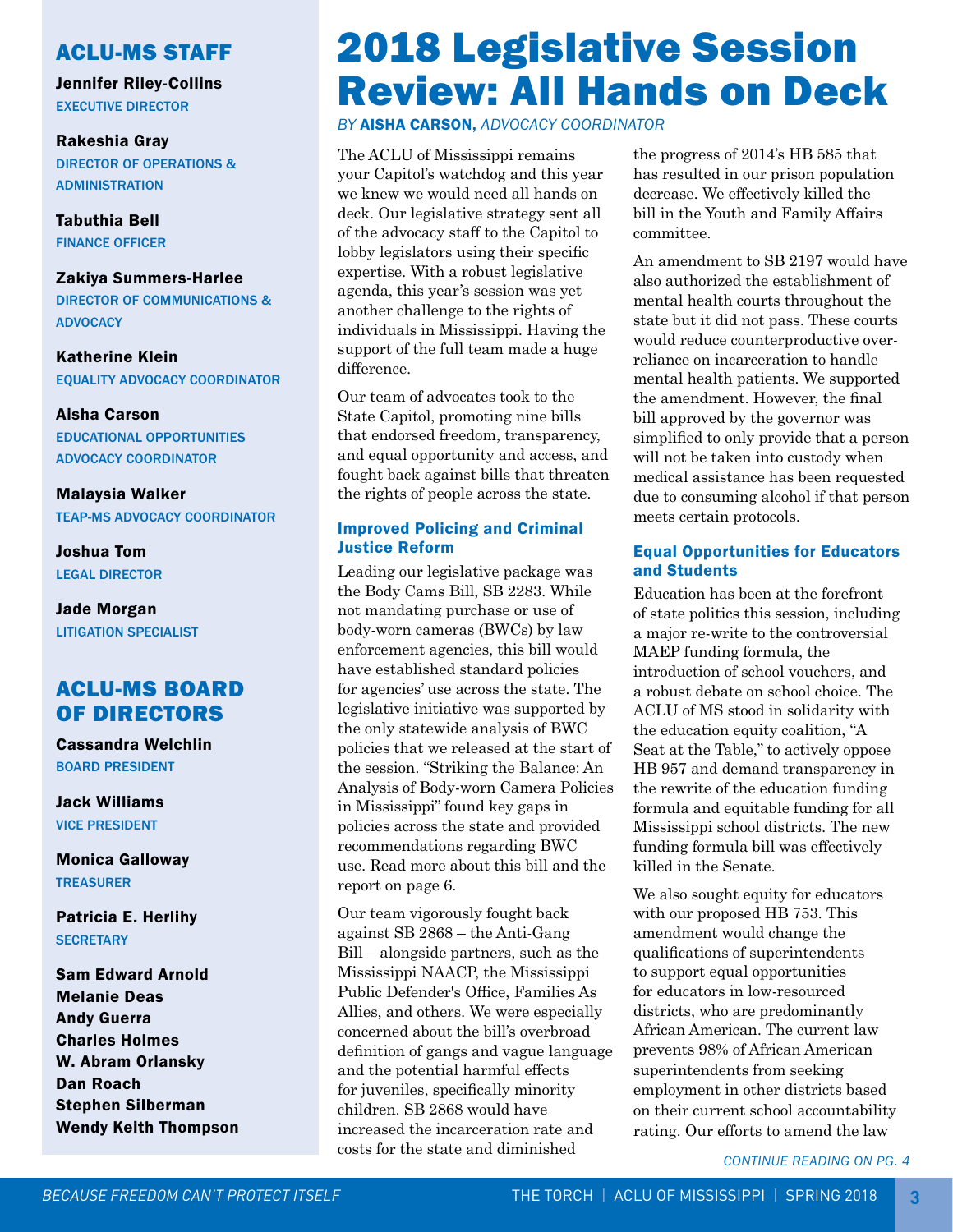## ACLU-MS STAFF

**Jennifer Riley-Collins**
EXECUTIVE DIRECTOR

**Rakeshia Gray**
DIRECTOR OF OPERATIONS & ADMINISTRATION

**Tabuthia Bell**
FINANCE OFFICER

**Zakiya Summers-Harlee**
DIRECTOR OF COMMUNICATIONS & ADVOCACY

**Katherine Klein**
EQUALITY ADVOCACY COORDINATOR

**Aisha Carson**
EDUCATIONAL OPPORTUNITIES ADVOCACY COORDINATOR

**Malaysia Walker**
TEAP-MS ADVOCACY COORDINATOR

**Joshua Tom**
LEGAL DIRECTOR

**Jade Morgan**
LITIGATION SPECIALIST

## ACLU-MS BOARD OF DIRECTORS

**Cassandra Welchlin**
BOARD PRESIDENT

**Jack Williams**
VICE PRESIDENT

**Monica Galloway**
TREASURER

**Patricia E. Herlihy**
SECRETARY

**Sam Edward Arnold**
**Melanie Deas**
**Andy Guerra**
**Charles Holmes**
**W. Abram Orlansky**
**Dan Roach**
**Stephen Silberman**
**Wendy Keith Thompson**

# 2018 Legislative Session Review: All Hands on Deck

*BY* **AISHA CARSON,** *ADVOCACY COORDINATOR*

The ACLU of Mississippi remains your Capitol's watchdog and this year we knew we would need all hands on deck. Our legislative strategy sent all of the advocacy staff to the Capitol to lobby legislators using their specific expertise. With a robust legislative agenda, this year's session was yet another challenge to the rights of individuals in Mississippi. Having the support of the full team made a huge difference.

Our team of advocates took to the State Capitol, promoting nine bills that endorsed freedom, transparency, and equal opportunity and access, and fought back against bills that threaten the rights of people across the state.

### Improved Policing and Criminal Justice Reform

Leading our legislative package was the Body Cams Bill, SB 2283. While not mandating purchase or use of body-worn cameras (BWCs) by law enforcement agencies, this bill would have established standard policies for agencies' use across the state. The legislative initiative was supported by the only statewide analysis of BWC policies that we released at the start of the session. "Striking the Balance: An Analysis of Body-worn Camera Policies in Mississippi" found key gaps in policies across the state and provided recommendations regarding BWC use. Read more about this bill and the report on page 6.

Our team vigorously fought back against SB 2868 – the Anti-Gang Bill – alongside partners, such as the Mississippi NAACP, the Mississippi Public Defender's Office, Families As Allies, and others. We were especially concerned about the bill's overbroad definition of gangs and vague language and the potential harmful effects for juveniles, specifically minority children. SB 2868 would have increased the incarceration rate and costs for the state and diminished the progress of 2014's HB 585 that has resulted in our prison population decrease. We effectively killed the bill in the Youth and Family Affairs committee.

An amendment to SB 2197 would have also authorized the establishment of mental health courts throughout the state but it did not pass. These courts would reduce counterproductive over-reliance on incarceration to handle mental health patients. We supported the amendment. However, the final bill approved by the governor was simplified to only provide that a person will not be taken into custody when medical assistance has been requested due to consuming alcohol if that person meets certain protocols.

### Equal Opportunities for Educators and Students

Education has been at the forefront of state politics this session, including a major re-write to the controversial MAEP funding formula, the introduction of school vouchers, and a robust debate on school choice. The ACLU of MS stood in solidarity with the education equity coalition, "A Seat at the Table," to actively oppose HB 957 and demand transparency in the rewrite of the education funding formula and equitable funding for all Mississippi school districts. The new funding formula bill was effectively killed in the Senate.

We also sought equity for educators with our proposed HB 753. This amendment would change the qualifications of superintendents to support equal opportunities for educators in low-resourced districts, who are predominantly African American. The current law prevents 98% of African American superintendents from seeking employment in other districts based on their current school accountability rating. Our efforts to amend the law

*CONTINUE READING ON PG. 4*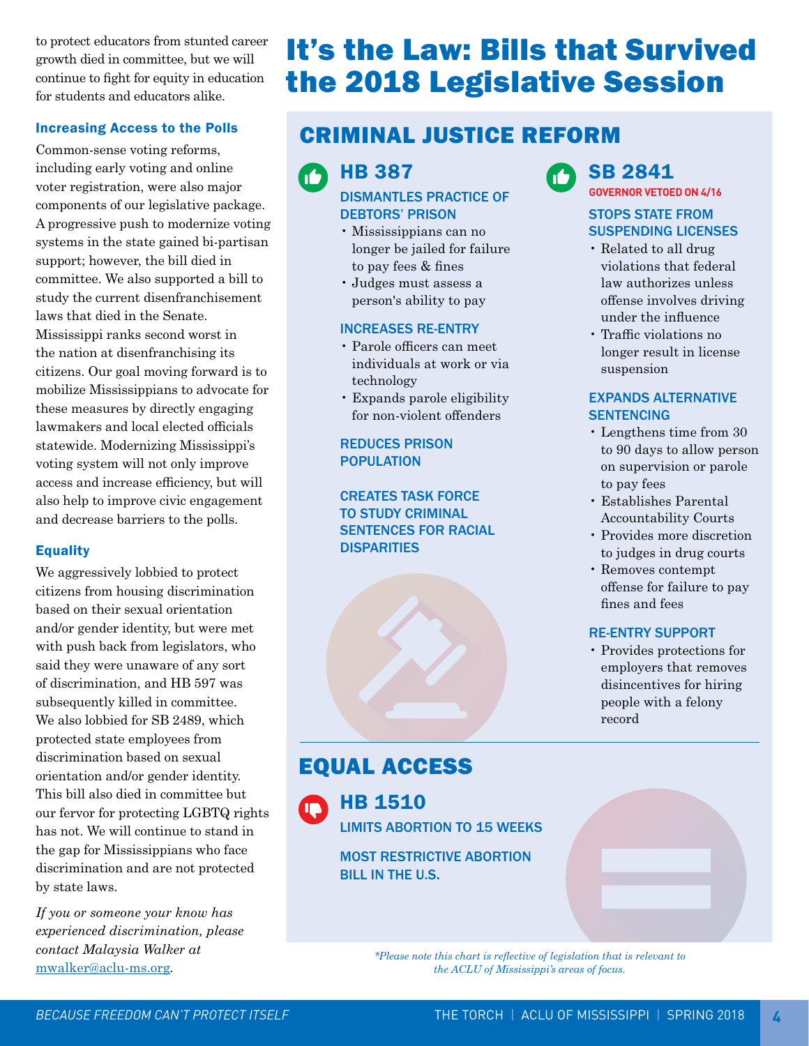to protect educators from stunted career growth died in committee, but we will continue to fight for equity in education for students and educators alike.

### Increasing Access to the Polls

Common-sense voting reforms, including early voting and online voter registration, were also major components of our legislative package. A progressive push to modernize voting systems in the state gained bi-partisan support; however, the bill died in committee. We also supported a bill to study the current disenfranchisement laws that died in the Senate. Mississippi ranks second worst in the nation at disenfranchising its citizens. Our goal moving forward is to mobilize Mississippians to advocate for these measures by directly engaging lawmakers and local elected officials statewide. Modernizing Mississippi's voting system will not only improve access and increase efficiency, but will also help to improve civic engagement and decrease barriers to the polls.

### Equality

We aggressively lobbied to protect citizens from housing discrimination based on their sexual orientation and/or gender identity, but were met with push back from legislators, who said they were unaware of any sort of discrimination, and HB 597 was subsequently killed in committee. We also lobbied for SB 2489, which protected state employees from discrimination based on sexual orientation and/or gender identity. This bill also died in committee but our fervor for protecting LGBTQ rights has not. We will continue to stand in the gap for Mississippians who face discrimination and are not protected by state laws.

*If you or someone your know has experienced discrimination, please contact Malaysia Walker at* mwalker@aclu-ms.org.

# It's the Law: Bills that Survived the 2018 Legislative Session

## CRIMINAL JUSTICE REFORM

### HB 387

**DISMANTLES PRACTICE OF DEBTORS' PRISON**

- Mississippians can no longer be jailed for failure to pay fees & fines
- Judges must assess a person's ability to pay

**INCREASES RE-ENTRY**

- Parole officers can meet individuals at work or via technology
- Expands parole eligibility for non-violent offenders

**REDUCES PRISON POPULATION**

**CREATES TASK FORCE TO STUDY CRIMINAL SENTENCES FOR RACIAL DISPARITIES**

### SB 2841

**GOVERNOR VETOED ON 4/16**

**STOPS STATE FROM SUSPENDING LICENSES**

- Related to all drug violations that federal law authorizes unless offense involves driving under the influence
- Traffic violations no longer result in license suspension

**EXPANDS ALTERNATIVE SENTENCING**

- Lengthens time from 30 to 90 days to allow person on supervision or parole to pay fees
- Establishes Parental Accountability Courts
- Provides more discretion to judges in drug courts
- Removes contempt offense for failure to pay fines and fees

**RE-ENTRY SUPPORT**

- Provides protections for employers that removes disincentives for hiring people with a felony record

## EQUAL ACCESS

### HB 1510

**LIMITS ABORTION TO 15 WEEKS**

**MOST RESTRICTIVE ABORTION BILL IN THE U.S.**

*\*Please note this chart is reflective of legislation that is relevant to the ACLU of Mississippi's areas of focus.*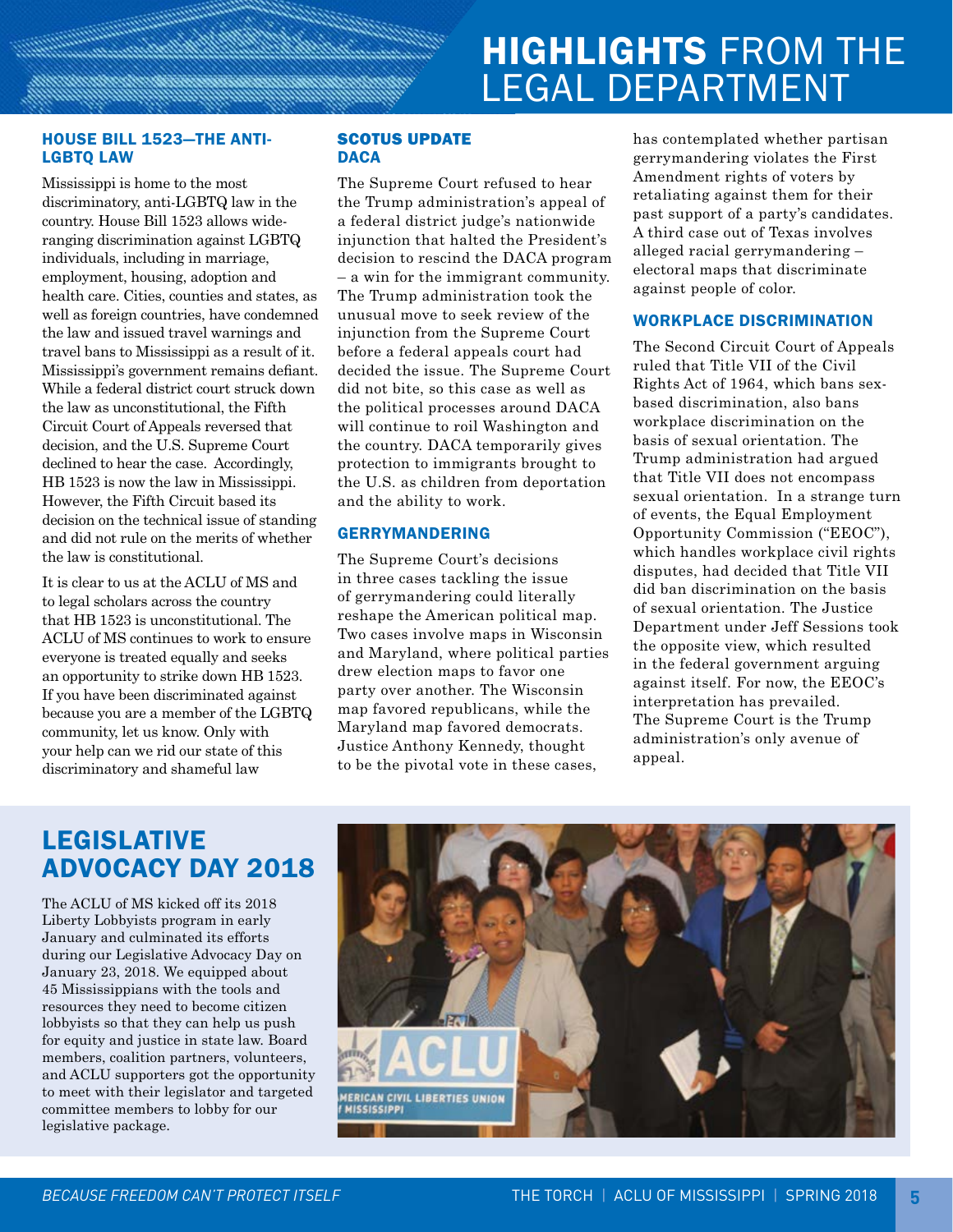# HIGHLIGHTS FROM THE LEGAL DEPARTMENT

### HOUSE BILL 1523—THE ANTI-LGBTQ LAW

Mississippi is home to the most discriminatory, anti-LGBTQ law in the country. House Bill 1523 allows wide-ranging discrimination against LGBTQ individuals, including in marriage, employment, housing, adoption and health care. Cities, counties and states, as well as foreign countries, have condemned the law and issued travel warnings and travel bans to Mississippi as a result of it. Mississippi's government remains defiant. While a federal district court struck down the law as unconstitutional, the Fifth Circuit Court of Appeals reversed that decision, and the U.S. Supreme Court declined to hear the case. Accordingly, HB 1523 is now the law in Mississippi. However, the Fifth Circuit based its decision on the technical issue of standing and did not rule on the merits of whether the law is constitutional.

It is clear to us at the ACLU of MS and to legal scholars across the country that HB 1523 is unconstitutional. The ACLU of MS continues to work to ensure everyone is treated equally and seeks an opportunity to strike down HB 1523. If you have been discriminated against because you are a member of the LGBTQ community, let us know. Only with your help can we rid our state of this discriminatory and shameful law

### SCOTUS UPDATE
### DACA

The Supreme Court refused to hear the Trump administration's appeal of a federal district judge's nationwide injunction that halted the President's decision to rescind the DACA program – a win for the immigrant community. The Trump administration took the unusual move to seek review of the injunction from the Supreme Court before a federal appeals court had decided the issue. The Supreme Court did not bite, so this case as well as the political processes around DACA will continue to roil Washington and the country. DACA temporarily gives protection to immigrants brought to the U.S. as children from deportation and the ability to work.

### GERRYMANDERING

The Supreme Court's decisions in three cases tackling the issue of gerrymandering could literally reshape the American political map. Two cases involve maps in Wisconsin and Maryland, where political parties drew election maps to favor one party over another. The Wisconsin map favored republicans, while the Maryland map favored democrats. Justice Anthony Kennedy, thought to be the pivotal vote in these cases, has contemplated whether partisan gerrymandering violates the First Amendment rights of voters by retaliating against them for their past support of a party's candidates. A third case out of Texas involves alleged racial gerrymandering – electoral maps that discriminate against people of color.

### WORKPLACE DISCRIMINATION

The Second Circuit Court of Appeals ruled that Title VII of the Civil Rights Act of 1964, which bans sex-based discrimination, also bans workplace discrimination on the basis of sexual orientation. The Trump administration had argued that Title VII does not encompass sexual orientation. In a strange turn of events, the Equal Employment Opportunity Commission ("EEOC"), which handles workplace civil rights disputes, had decided that Title VII did ban discrimination on the basis of sexual orientation. The Justice Department under Jeff Sessions took the opposite view, which resulted in the federal government arguing against itself. For now, the EEOC's interpretation has prevailed. The Supreme Court is the Trump administration's only avenue of appeal.

## LEGISLATIVE ADVOCACY DAY 2018

The ACLU of MS kicked off its 2018 Liberty Lobbyists program in early January and culminated its efforts during our Legislative Advocacy Day on January 23, 2018. We equipped about 45 Mississippians with the tools and resources they need to become citizen lobbyists so that they can help us push for equity and justice in state law. Board members, coalition partners, volunteers, and ACLU supporters got the opportunity to meet with their legislator and targeted committee members to lobby for our legislative package.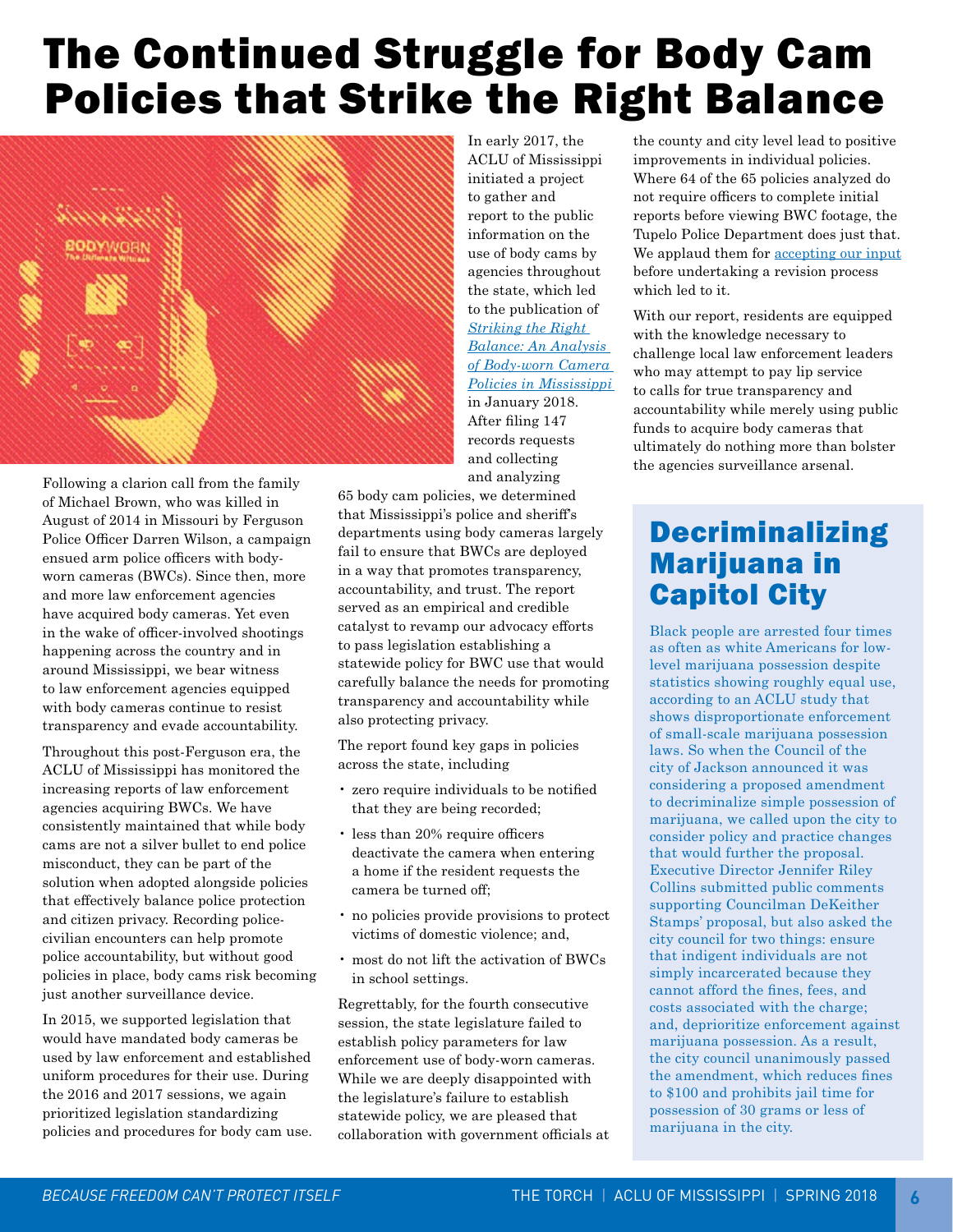# The Continued Struggle for Body Cam Policies that Strike the Right Balance

Following a clarion call from the family of Michael Brown, who was killed in August of 2014 in Missouri by Ferguson Police Officer Darren Wilson, a campaign ensued arm police officers with body-worn cameras (BWCs). Since then, more and more law enforcement agencies have acquired body cameras. Yet even in the wake of officer-involved shootings happening across the country and in around Mississippi, we bear witness to law enforcement agencies equipped with body cameras continue to resist transparency and evade accountability.

Throughout this post-Ferguson era, the ACLU of Mississippi has monitored the increasing reports of law enforcement agencies acquiring BWCs. We have consistently maintained that while body cams are not a silver bullet to end police misconduct, they can be part of the solution when adopted alongside policies that effectively balance police protection and citizen privacy. Recording police-civilian encounters can help promote police accountability, but without good policies in place, body cams risk becoming just another surveillance device.

In 2015, we supported legislation that would have mandated body cameras be used by law enforcement and established uniform procedures for their use. During the 2016 and 2017 sessions, we again prioritized legislation standardizing policies and procedures for body cam use.

In early 2017, the ACLU of Mississippi initiated a project to gather and report to the public information on the use of body cams by agencies throughout the state, which led to the publication of *Striking the Right Balance: An Analysis of Body-worn Camera Policies in Mississippi* in January 2018. After filing 147 records requests and collecting and analyzing 65 body cam policies, we determined that Mississippi's police and sheriff's departments using body cameras largely fail to ensure that BWCs are deployed in a way that promotes transparency, accountability, and trust. The report served as an empirical and credible catalyst to revamp our advocacy efforts to pass legislation establishing a statewide policy for BWC use that would carefully balance the needs for promoting transparency and accountability while also protecting privacy.

The report found key gaps in policies across the state, including

- zero require individuals to be notified that they are being recorded;
- less than 20% require officers deactivate the camera when entering a home if the resident requests the camera be turned off;
- no policies provide provisions to protect victims of domestic violence; and,
- most do not lift the activation of BWCs in school settings.

Regrettably, for the fourth consecutive session, the state legislature failed to establish policy parameters for law enforcement use of body-worn cameras. While we are deeply disappointed with the legislature's failure to establish statewide policy, we are pleased that collaboration with government officials at the county and city level lead to positive improvements in individual policies. Where 64 of the 65 policies analyzed do not require officers to complete initial reports before viewing BWC footage, the Tupelo Police Department does just that. We applaud them for accepting our input before undertaking a revision process which led to it.

With our report, residents are equipped with the knowledge necessary to challenge local law enforcement leaders who may attempt to pay lip service to calls for true transparency and accountability while merely using public funds to acquire body cameras that ultimately do nothing more than bolster the agencies surveillance arsenal.

## Decriminalizing Marijuana in Capitol City

Black people are arrested four times as often as white Americans for low-level marijuana possession despite statistics showing roughly equal use, according to an ACLU study that shows disproportionate enforcement of small-scale marijuana possession laws. So when the Council of the city of Jackson announced it was considering a proposed amendment to decriminalize simple possession of marijuana, we called upon the city to consider policy and practice changes that would further the proposal. Executive Director Jennifer Riley Collins submitted public comments supporting Councilman DeKeither Stamps' proposal, but also asked the city council for two things: ensure that indigent individuals are not simply incarcerated because they cannot afford the fines, fees, and costs associated with the charge; and, deprioritize enforcement against marijuana possession. As a result, the city council unanimously passed the amendment, which reduces fines to $100 and prohibits jail time for possession of 30 grams or less of marijuana in the city.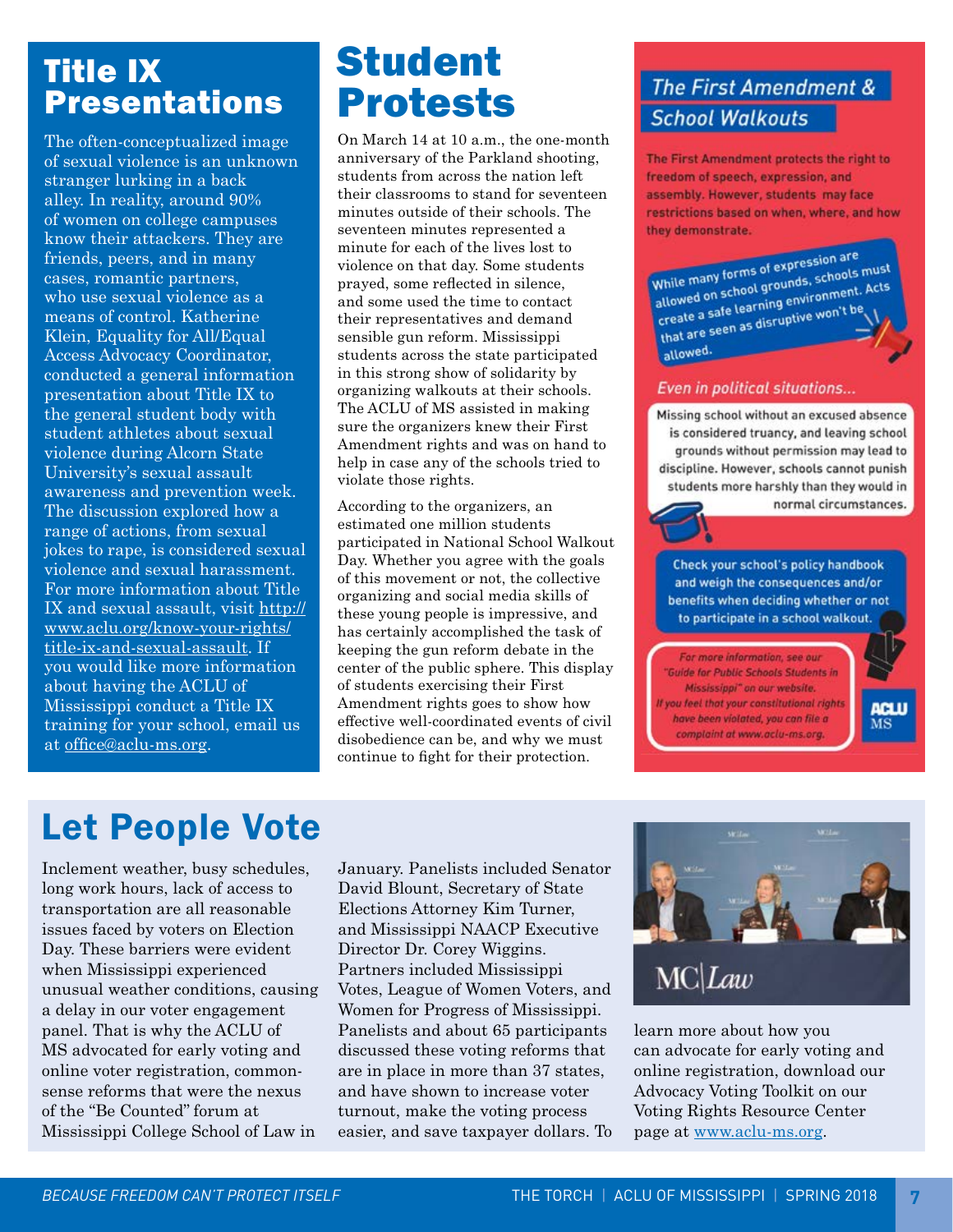## Title IX Presentations

The often-conceptualized image of sexual violence is an unknown stranger lurking in a back alley. In reality, around 90% of women on college campuses know their attackers. They are friends, peers, and in many cases, romantic partners, who use sexual violence as a means of control. Katherine Klein, Equality for All/Equal Access Advocacy Coordinator, conducted a general information presentation about Title IX to the general student body with student athletes about sexual violence during Alcorn State University's sexual assault awareness and prevention week. The discussion explored how a range of actions, from sexual jokes to rape, is considered sexual violence and sexual harassment. For more information about Title IX and sexual assault, visit http://www.aclu.org/know-your-rights/title-ix-and-sexual-assault. If you would like more information about having the ACLU of Mississippi conduct a Title IX training for your school, email us at office@aclu-ms.org.

## Student Protests

On March 14 at 10 a.m., the one-month anniversary of the Parkland shooting, students from across the nation left their classrooms to stand for seventeen minutes outside of their schools. The seventeen minutes represented a minute for each of the lives lost to violence on that day. Some students prayed, some reflected in silence, and some used the time to contact their representatives and demand sensible gun reform. Mississippi students across the state participated in this strong show of solidarity by organizing walkouts at their schools. The ACLU of MS assisted in making sure the organizers knew their First Amendment rights and was on hand to help in case any of the schools tried to violate those rights.

According to the organizers, an estimated one million students participated in National School Walkout Day. Whether you agree with the goals of this movement or not, the collective organizing and social media skills of these young people is impressive, and has certainly accomplished the task of keeping the gun reform debate in the center of the public sphere. This display of students exercising their First Amendment rights goes to show how effective well-coordinated events of civil disobedience can be, and why we must continue to fight for their protection.

### The First Amendment & School Walkouts

The First Amendment protects the right to freedom of speech, expression, and assembly. However, students may face restrictions based on when, where, and how they demonstrate.

While many forms of expression are allowed on school grounds, schools must create a safe learning environment. Acts that are seen as disruptive won't be allowed.

*Even in political situations...*

Missing school without an excused absence is considered truancy, and leaving school grounds without permission may lead to discipline. However, schools cannot punish students more harshly than they would in normal circumstances.

Check your school's policy handbook and weigh the consequences and/or benefits when deciding whether or not to participate in a school walkout.

*For more information, see our "Guide for Public Schools Students in Mississippi" on our website. If you feel that your constitutional rights have been violated, you can file a complaint at www.aclu-ms.org.*

ACLU MS

## Let People Vote

Inclement weather, busy schedules, long work hours, lack of access to transportation are all reasonable issues faced by voters on Election Day. These barriers were evident when Mississippi experienced unusual weather conditions, causing a delay in our voter engagement panel. That is why the ACLU of MS advocated for early voting and online voter registration, common-sense reforms that were the nexus of the "Be Counted" forum at Mississippi College School of Law in January. Panelists included Senator David Blount, Secretary of State Elections Attorney Kim Turner, and Mississippi NAACP Executive Director Dr. Corey Wiggins. Partners included Mississippi Votes, League of Women Voters, and Women for Progress of Mississippi. Panelists and about 65 participants discussed these voting reforms that are in place in more than 37 states, and have shown to increase voter turnout, make the voting process easier, and save taxpayer dollars. To learn more about how you can advocate for early voting and online registration, download our Advocacy Voting Toolkit on our Voting Rights Resource Center page at www.aclu-ms.org.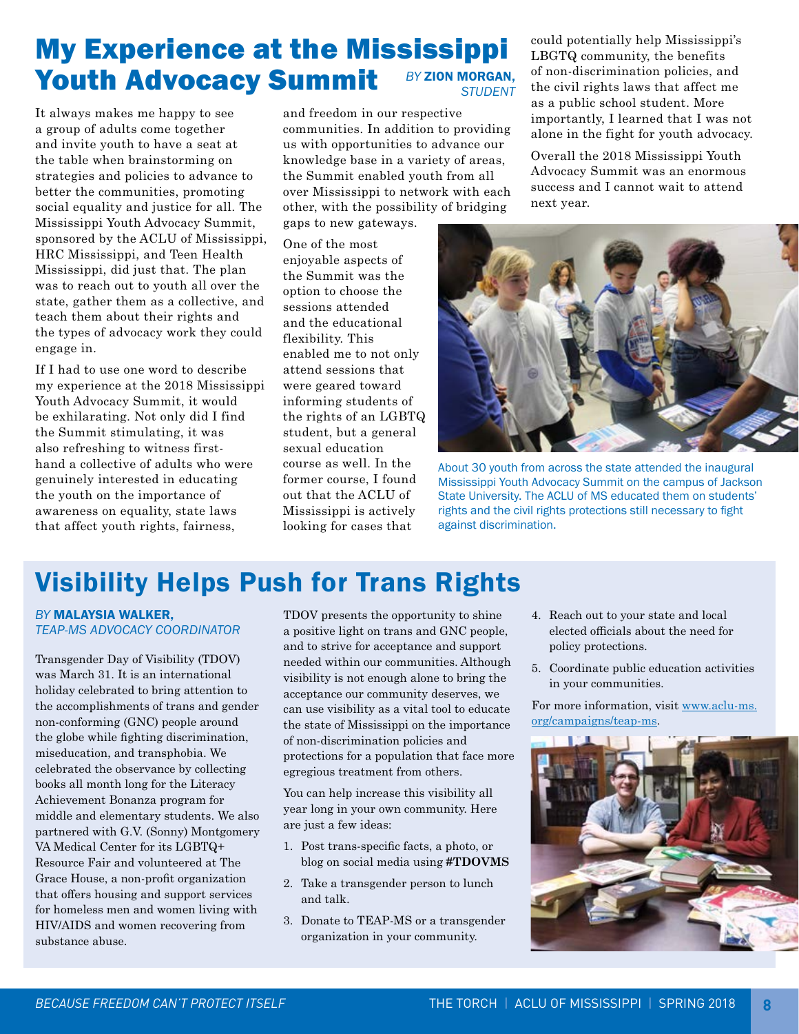# My Experience at the Mississippi Youth Advocacy Summit

*BY* **ZION MORGAN,** *STUDENT*

It always makes me happy to see a group of adults come together and invite youth to have a seat at the table when brainstorming on strategies and policies to advance to better the communities, promoting social equality and justice for all. The Mississippi Youth Advocacy Summit, sponsored by the ACLU of Mississippi, HRC Mississippi, and Teen Health Mississippi, did just that. The plan was to reach out to youth all over the state, gather them as a collective, and teach them about their rights and the types of advocacy work they could engage in.

If I had to use one word to describe my experience at the 2018 Mississippi Youth Advocacy Summit, it would be exhilarating. Not only did I find the Summit stimulating, it was also refreshing to witness first-hand a collective of adults who were genuinely interested in educating the youth on the importance of awareness on equality, state laws that affect youth rights, fairness, and freedom in our respective communities. In addition to providing us with opportunities to advance our knowledge base in a variety of areas, the Summit enabled youth from all over Mississippi to network with each other, with the possibility of bridging gaps to new gateways.

One of the most enjoyable aspects of the Summit was the option to choose the sessions attended and the educational flexibility. This enabled me to not only attend sessions that were geared toward informing students of the rights of an LGBTQ student, but a general sexual education course as well. In the former course, I found out that the ACLU of Mississippi is actively looking for cases that could potentially help Mississippi's LBGTQ community, the benefits of non-discrimination policies, and the civil rights laws that affect me as a public school student. More importantly, I learned that I was not alone in the fight for youth advocacy.

Overall the 2018 Mississippi Youth Advocacy Summit was an enormous success and I cannot wait to attend next year.

About 30 youth from across the state attended the inaugural Mississippi Youth Advocacy Summit on the campus of Jackson State University. The ACLU of MS educated them on students' rights and the civil rights protections still necessary to fight against discrimination.

# Visibility Helps Push for Trans Rights

*BY* **MALAYSIA WALKER,** *TEAP-MS ADVOCACY COORDINATOR*

Transgender Day of Visibility (TDOV) was March 31. It is an international holiday celebrated to bring attention to the accomplishments of trans and gender non-conforming (GNC) people around the globe while fighting discrimination, miseducation, and transphobia. We celebrated the observance by collecting books all month long for the Literacy Achievement Bonanza program for middle and elementary students. We also partnered with G.V. (Sonny) Montgomery VA Medical Center for its LGBTQ+ Resource Fair and volunteered at The Grace House, a non-profit organization that offers housing and support services for homeless men and women living with HIV/AIDS and women recovering from substance abuse.

TDOV presents the opportunity to shine a positive light on trans and GNC people, and to strive for acceptance and support needed within our communities. Although visibility is not enough alone to bring the acceptance our community deserves, we can use visibility as a vital tool to educate the state of Mississippi on the importance of non-discrimination policies and protections for a population that face more egregious treatment from others.

You can help increase this visibility all year long in your own community. Here are just a few ideas:

1. Post trans-specific facts, a photo, or blog on social media using **#TDOVMS**
2. Take a transgender person to lunch and talk.
3. Donate to TEAP-MS or a transgender organization in your community.
4. Reach out to your state and local elected officials about the need for policy protections.
5. Coordinate public education activities in your communities.

For more information, visit www.aclu-ms.org/campaigns/teap-ms.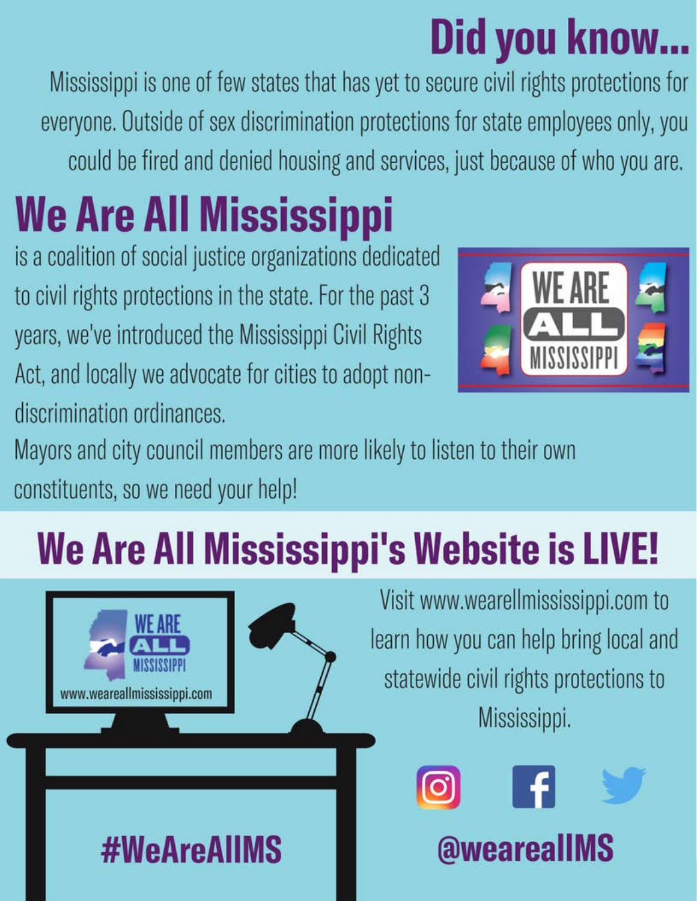# Did you know...

Mississippi is one of few states that has yet to secure civil rights protections for everyone. Outside of sex discrimination protections for state employees only, you could be fired and denied housing and services, just because of who you are.

# We Are All Mississippi

is a coalition of social justice organizations dedicated to civil rights protections in the state. For the past 3 years, we've introduced the Mississippi Civil Rights Act, and locally we advocate for cities to adopt non-discrimination ordinances.

Mayors and city council members are more likely to listen to their own constituents, so we need your help!

# We Are All Mississippi's Website is LIVE!

Visit www.wearellmississippi.com to learn how you can help bring local and statewide civil rights protections to Mississippi.

**#WeAreAllMS**

**@weareallMS**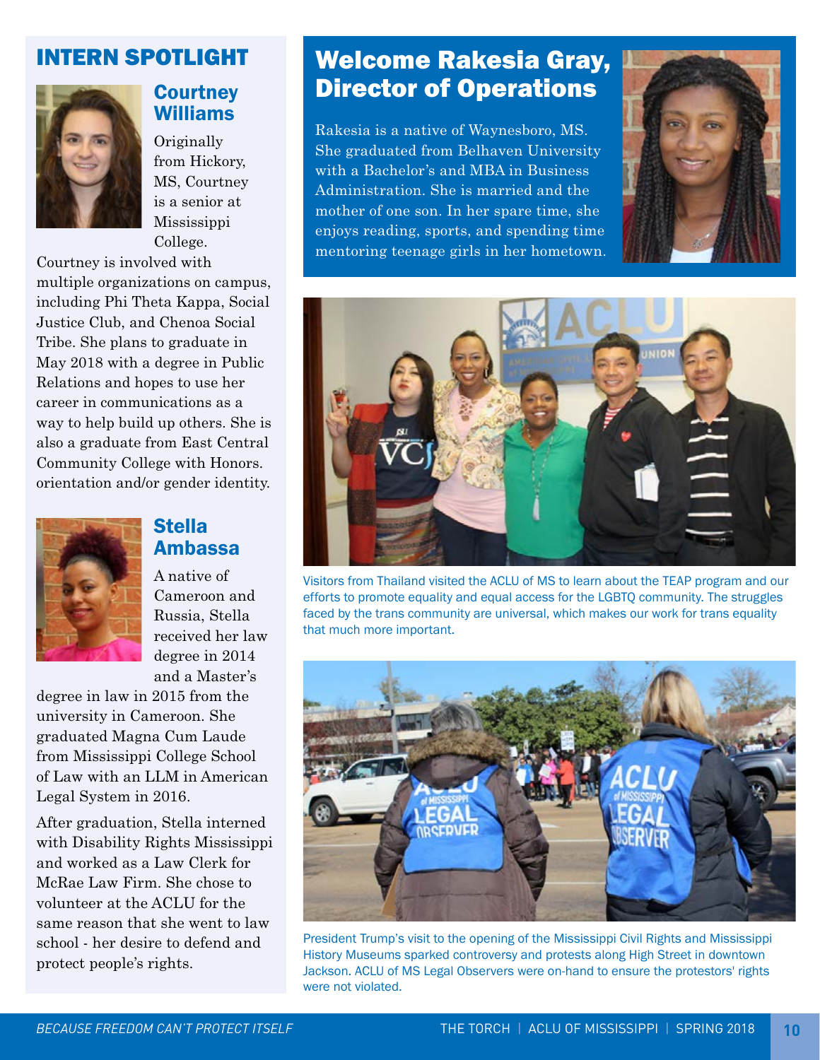## INTERN SPOTLIGHT

### Courtney Williams

Originally from Hickory, MS, Courtney is a senior at Mississippi College.

Courtney is involved with multiple organizations on campus, including Phi Theta Kappa, Social Justice Club, and Chenoa Social Tribe. She plans to graduate in May 2018 with a degree in Public Relations and hopes to use her career in communications as a way to help build up others. She is also a graduate from East Central Community College with Honors. orientation and/or gender identity.

### Stella Ambassa

A native of Cameroon and Russia, Stella received her law degree in 2014 and a Master's degree in law in 2015 from the university in Cameroon. She graduated Magna Cum Laude from Mississippi College School of Law with an LLM in American Legal System in 2016.

After graduation, Stella interned with Disability Rights Mississippi and worked as a Law Clerk for McRae Law Firm. She chose to volunteer at the ACLU for the same reason that she went to law school - her desire to defend and protect people's rights.

## Welcome Rakesia Gray, Director of Operations

Rakesia is a native of Waynesboro, MS. She graduated from Belhaven University with a Bachelor's and MBA in Business Administration. She is married and the mother of one son. In her spare time, she enjoys reading, sports, and spending time mentoring teenage girls in her hometown.

Visitors from Thailand visited the ACLU of MS to learn about the TEAP program and our efforts to promote equality and equal access for the LGBTQ community. The struggles faced by the trans community are universal, which makes our work for trans equality that much more important.

President Trump's visit to the opening of the Mississippi Civil Rights and Mississippi History Museums sparked controversy and protests along High Street in downtown Jackson. ACLU of MS Legal Observers were on-hand to ensure the protestors' rights were not violated.